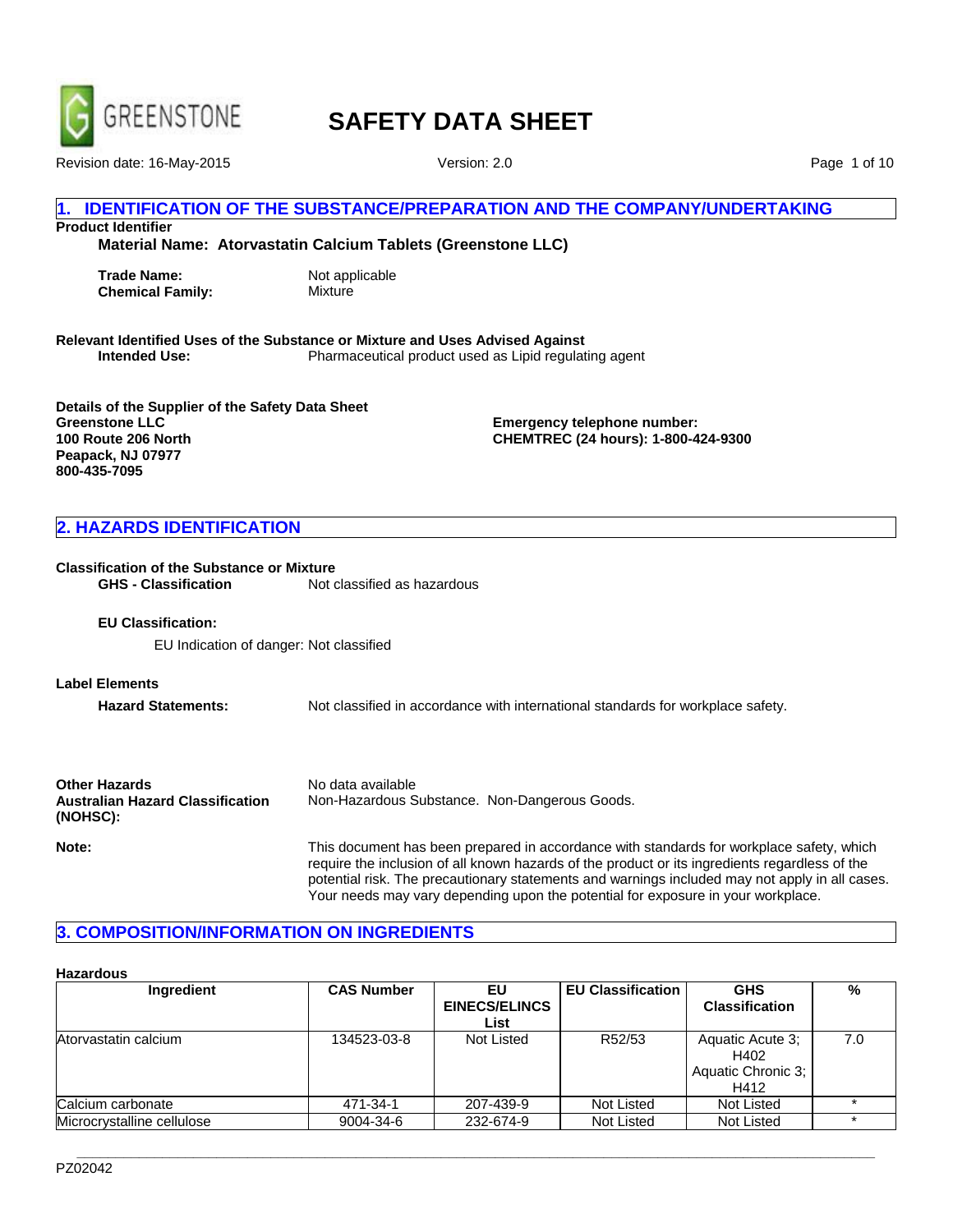# SAFETY DATA SHEET

Revision date: 16-May-2015 Version: 2.0

## 1. IDENTIFICATION OF THE SUBSTANCE/PREPARATION AND THE COMPANY/UNDERTAKING

**Product Identifier**

**Material Name: Atorvastatin Calcium Tablets (Greenstone LLC)**

**Trade Name:** Not applicable
**Chemical Family:** Mixture

**Relevant Identified Uses of the Substance or Mixture and Uses Advised Against**
**Intended Use:** Pharmaceutical product used as Lipid regulating agent

**Details of the Supplier of the Safety Data Sheet**
**Greenstone LLC**
**100 Route 206 North**
**Peapack, NJ 07977**
**800-435-7095**

**Emergency telephone number:**
**CHEMTREC (24 hours): 1-800-424-9300**

## 2. HAZARDS IDENTIFICATION

**Classification of the Substance or Mixture**
**GHS - Classification** Not classified as hazardous

**EU Classification:**

EU Indication of danger: Not classified

**Label Elements**

**Hazard Statements:** Not classified in accordance with international standards for workplace safety.

**Other Hazards** No data available
**Australian Hazard Classification (NOHSC):** Non-Hazardous Substance. Non-Dangerous Goods.

**Note:** This document has been prepared in accordance with standards for workplace safety, which require the inclusion of all known hazards of the product or its ingredients regardless of the potential risk. The precautionary statements and warnings included may not apply in all cases. Your needs may vary depending upon the potential for exposure in your workplace.

## 3. COMPOSITION/INFORMATION ON INGREDIENTS

**Hazardous**

| Ingredient | CAS Number | EU EINECS/ELINCS List | EU Classification | GHS Classification | % |
|---|---|---|---|---|---|
| Atorvastatin calcium | 134523-03-8 | Not Listed | R52/53 | Aquatic Acute 3; H402 Aquatic Chronic 3; H412 | 7.0 |
| Calcium carbonate | 471-34-1 | 207-439-9 | Not Listed | Not Listed | * |
| Microcrystalline cellulose | 9004-34-6 | 232-674-9 | Not Listed | Not Listed | * |

PZ02042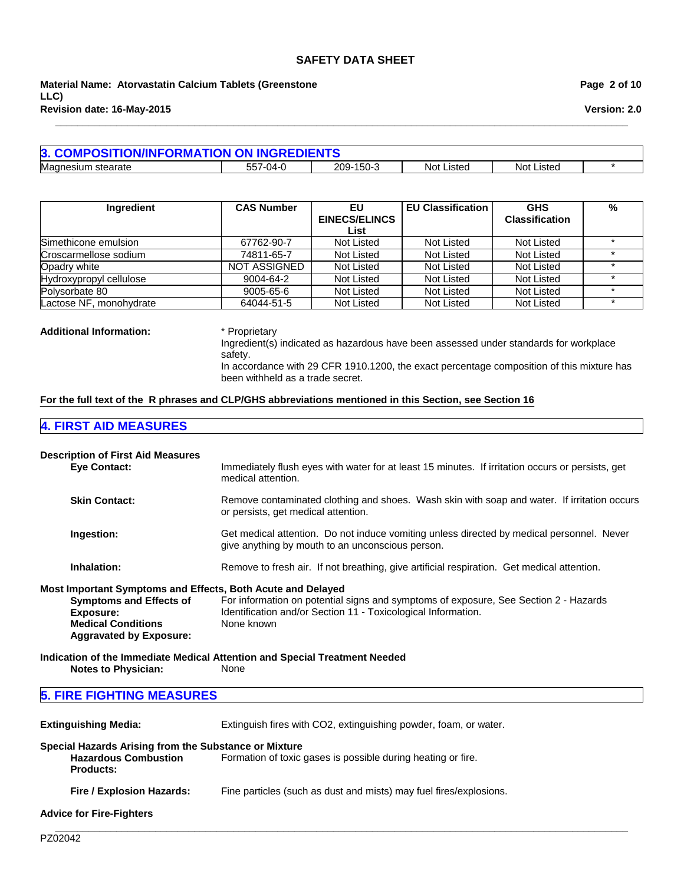## 3. COMPOSITION/INFORMATION ON INGREDIENTS

| Ingredient | CAS Number | EU EINECS/ELINCS List | EU Classification | GHS Classification | % |
|---|---|---|---|---|---|
| Magnesium stearate | 557-04-0 | 209-150-3 | Not Listed | Not Listed | * |

| Ingredient | CAS Number | EU EINECS/ELINCS List | EU Classification | GHS Classification | % |
|---|---|---|---|---|---|
| Simethicone emulsion | 67762-90-7 | Not Listed | Not Listed | Not Listed | * |
| Croscarmellose sodium | 74811-65-7 | Not Listed | Not Listed | Not Listed | * |
| Opadry white | NOT ASSIGNED | Not Listed | Not Listed | Not Listed | * |
| Hydroxypropyl cellulose | 9004-64-2 | Not Listed | Not Listed | Not Listed | * |
| Polysorbate 80 | 9005-65-6 | Not Listed | Not Listed | Not Listed | * |
| Lactose NF, monohydrate | 64044-51-5 | Not Listed | Not Listed | Not Listed | * |

**Additional Information:**
* Proprietary
Ingredient(s) indicated as hazardous have been assessed under standards for workplace safety.
In accordance with 29 CFR 1910.1200, the exact percentage composition of this mixture has been withheld as a trade secret.

**For the full text of the R phrases and CLP/GHS abbreviations mentioned in this Section, see Section 16**

## 4. FIRST AID MEASURES

**Description of First Aid Measures**

**Eye Contact:** Immediately flush eyes with water for at least 15 minutes. If irritation occurs or persists, get medical attention.

**Skin Contact:** Remove contaminated clothing and shoes. Wash skin with soap and water. If irritation occurs or persists, get medical attention.

**Ingestion:** Get medical attention. Do not induce vomiting unless directed by medical personnel. Never give anything by mouth to an unconscious person.

**Inhalation:** Remove to fresh air. If not breathing, give artificial respiration. Get medical attention.

**Most Important Symptoms and Effects, Both Acute and Delayed**

**Symptoms and Effects of Exposure:** For information on potential signs and symptoms of exposure, See Section 2 - Hazards Identification and/or Section 11 - Toxicological Information.

**Medical Conditions Aggravated by Exposure:** None known

**Indication of the Immediate Medical Attention and Special Treatment Needed**

**Notes to Physician:** None

## 5. FIRE FIGHTING MEASURES

**Extinguishing Media:** Extinguish fires with CO2, extinguishing powder, foam, or water.

**Special Hazards Arising from the Substance or Mixture**

**Hazardous Combustion Products:** Formation of toxic gases is possible during heating or fire.

**Fire / Explosion Hazards:** Fine particles (such as dust and mists) may fuel fires/explosions.

**Advice for Fire-Fighters**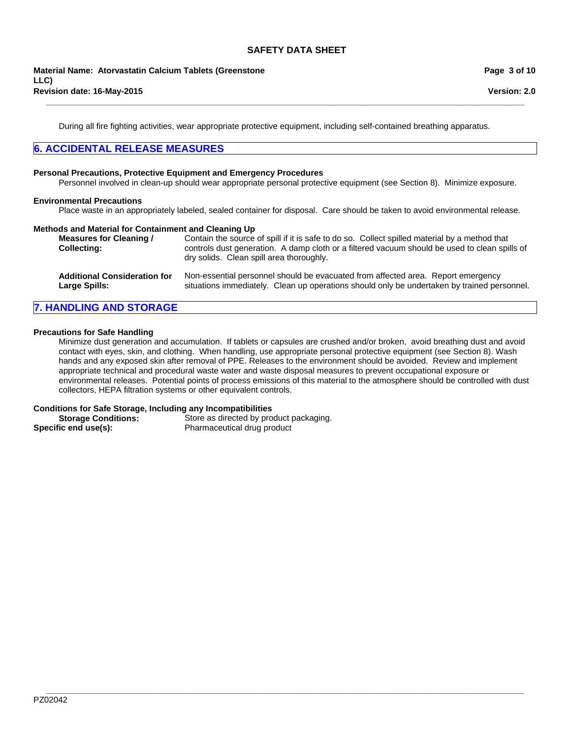During all fire fighting activities, wear appropriate protective equipment, including self-contained breathing apparatus.

## 6. ACCIDENTAL RELEASE MEASURES

**Personal Precautions, Protective Equipment and Emergency Procedures**

Personnel involved in clean-up should wear appropriate personal protective equipment (see Section 8). Minimize exposure.

**Environmental Precautions**

Place waste in an appropriately labeled, sealed container for disposal. Care should be taken to avoid environmental release.

**Methods and Material for Containment and Cleaning Up**

**Measures for Cleaning / Collecting:** Contain the source of spill if it is safe to do so. Collect spilled material by a method that controls dust generation. A damp cloth or a filtered vacuum should be used to clean spills of dry solids. Clean spill area thoroughly.

**Additional Consideration for Large Spills:** Non-essential personnel should be evacuated from affected area. Report emergency situations immediately. Clean up operations should only be undertaken by trained personnel.

## 7. HANDLING AND STORAGE

**Precautions for Safe Handling**

Minimize dust generation and accumulation. If tablets or capsules are crushed and/or broken, avoid breathing dust and avoid contact with eyes, skin, and clothing. When handling, use appropriate personal protective equipment (see Section 8). Wash hands and any exposed skin after removal of PPE. Releases to the environment should be avoided. Review and implement appropriate technical and procedural waste water and waste disposal measures to prevent occupational exposure or environmental releases. Potential points of process emissions of this material to the atmosphere should be controlled with dust collectors, HEPA filtration systems or other equivalent controls.

**Conditions for Safe Storage, Including any Incompatibilities**

**Storage Conditions:** Store as directed by product packaging.

**Specific end use(s):** Pharmaceutical drug product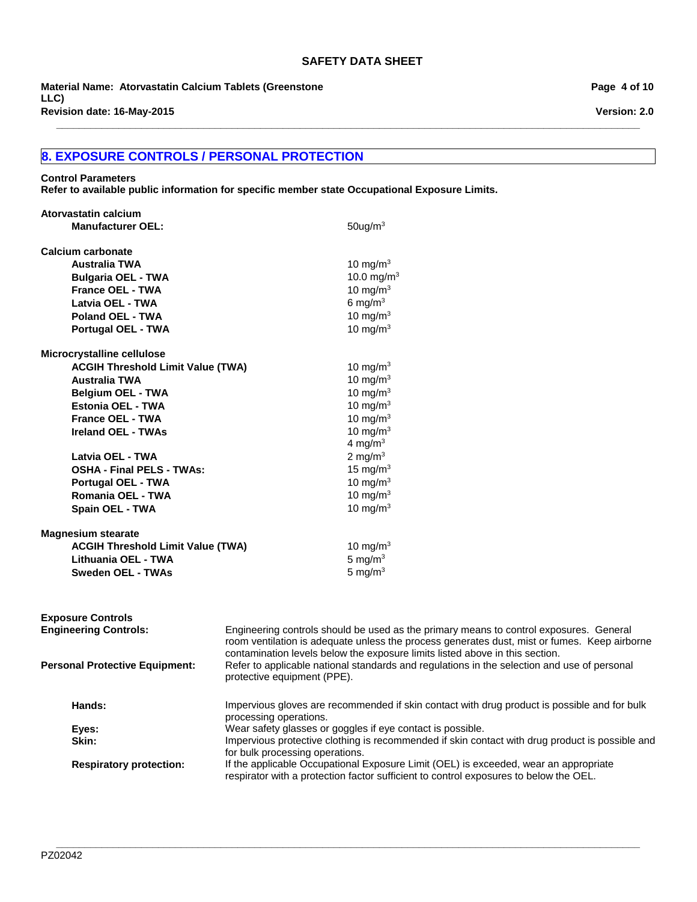## 8. EXPOSURE CONTROLS / PERSONAL PROTECTION

**Control Parameters**
**Refer to available public information for specific member state Occupational Exposure Limits.**

| Substance / Limit | Value |
|---|---|
| **Atorvastatin calcium** | |
| **Manufacturer OEL:** | 50ug/m$^3$ |
| **Calcium carbonate** | |
| **Australia TWA** | 10 mg/m$^3$ |
| **Bulgaria OEL - TWA** | 10.0 mg/m$^3$ |
| **France OEL - TWA** | 10 mg/m$^3$ |
| **Latvia OEL - TWA** | 6 mg/m$^3$ |
| **Poland OEL - TWA** | 10 mg/m$^3$ |
| **Portugal OEL - TWA** | 10 mg/m$^3$ |
| **Microcrystalline cellulose** | |
| **ACGIH Threshold Limit Value (TWA)** | 10 mg/m$^3$ |
| **Australia TWA** | 10 mg/m$^3$ |
| **Belgium OEL - TWA** | 10 mg/m$^3$ |
| **Estonia OEL - TWA** | 10 mg/m$^3$ |
| **France OEL - TWA** | 10 mg/m$^3$ |
| **Ireland OEL - TWAs** | 10 mg/m$^3$<br>4 mg/m$^3$ |
| **Latvia OEL - TWA** | 2 mg/m$^3$ |
| **OSHA - Final PELS - TWAs:** | 15 mg/m$^3$ |
| **Portugal OEL - TWA** | 10 mg/m$^3$ |
| **Romania OEL - TWA** | 10 mg/m$^3$ |
| **Spain OEL - TWA** | 10 mg/m$^3$ |
| **Magnesium stearate** | |
| **ACGIH Threshold Limit Value (TWA)** | 10 mg/m$^3$ |
| **Lithuania OEL - TWA** | 5 mg/m$^3$ |
| **Sweden OEL - TWAs** | 5 mg/m$^3$ |

**Exposure Controls**

**Engineering Controls:** Engineering controls should be used as the primary means to control exposures. General room ventilation is adequate unless the process generates dust, mist or fumes. Keep airborne contamination levels below the exposure limits listed above in this section.

**Personal Protective Equipment:** Refer to applicable national standards and regulations in the selection and use of personal protective equipment (PPE).

- **Hands:** Impervious gloves are recommended if skin contact with drug product is possible and for bulk processing operations.
- **Eyes:** Wear safety glasses or goggles if eye contact is possible.
- **Skin:** Impervious protective clothing is recommended if skin contact with drug product is possible and for bulk processing operations.
- **Respiratory protection:** If the applicable Occupational Exposure Limit (OEL) is exceeded, wear an appropriate respirator with a protection factor sufficient to control exposures to below the OEL.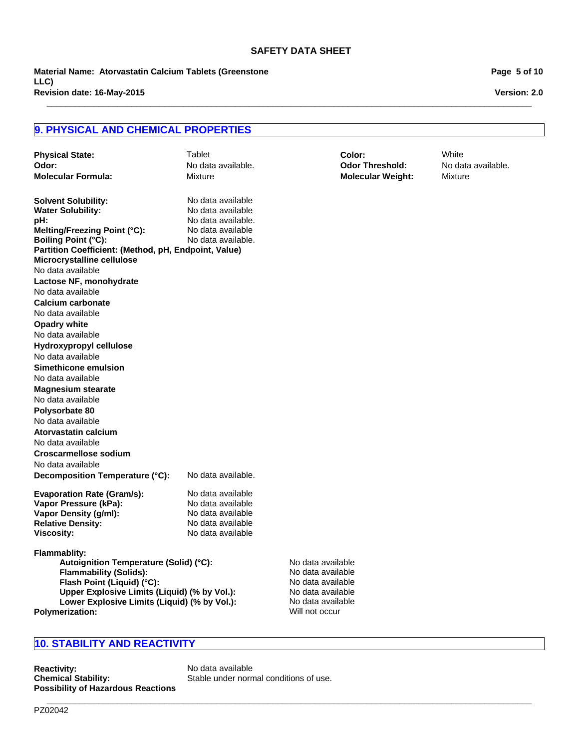## 9. PHYSICAL AND CHEMICAL PROPERTIES

**Physical State:** Tablet
**Color:** White
**Odor:** No data available.
**Odor Threshold:** No data available.
**Molecular Formula:** Mixture
**Molecular Weight:** Mixture

**Solvent Solubility:** No data available
**Water Solubility:** No data available
**pH:** No data available.
**Melting/Freezing Point (°C):** No data available
**Boiling Point (°C):** No data available.
**Partition Coefficient: (Method, pH, Endpoint, Value)**

**Microcrystalline cellulose**
No data available

**Lactose NF, monohydrate**
No data available

**Calcium carbonate**
No data available

**Opadry white**
No data available

**Hydroxypropyl cellulose**
No data available

**Simethicone emulsion**
No data available

**Magnesium stearate**
No data available

**Polysorbate 80**
No data available

**Atorvastatin calcium**
No data available

**Croscarmellose sodium**
No data available

**Decomposition Temperature (°C):** No data available.

**Evaporation Rate (Gram/s):** No data available
**Vapor Pressure (kPa):** No data available
**Vapor Density (g/ml):** No data available
**Relative Density:** No data available
**Viscosity:** No data available

**Flammablity:**
- **Autoignition Temperature (Solid) (°C):** No data available
- **Flammability (Solids):** No data available
- **Flash Point (Liquid) (°C):** No data available
- **Upper Explosive Limits (Liquid) (% by Vol.):** No data available
- **Lower Explosive Limits (Liquid) (% by Vol.):** No data available

**Polymerization:** Will not occur

## 10. STABILITY AND REACTIVITY

**Reactivity:** No data available
**Chemical Stability:** Stable under normal conditions of use.
**Possibility of Hazardous Reactions**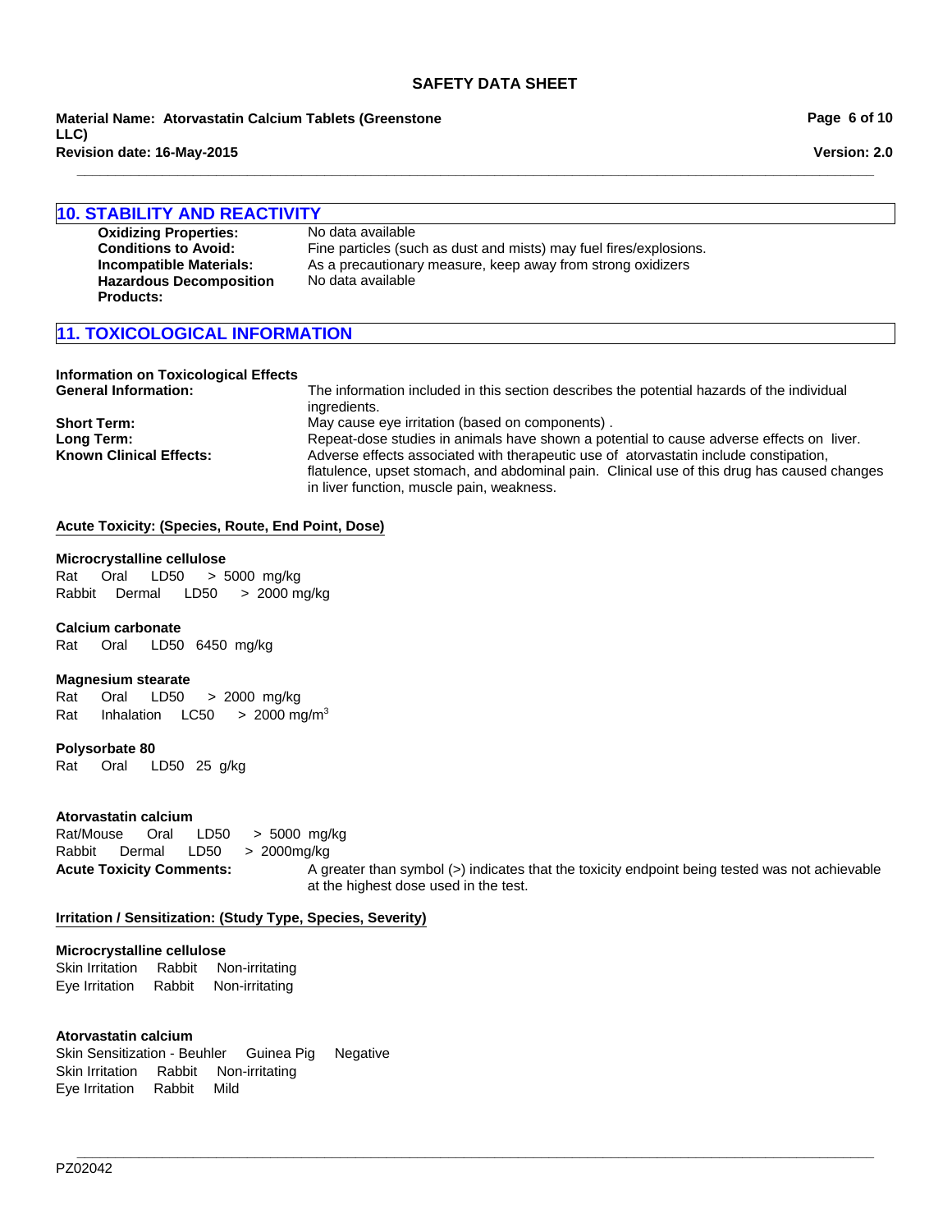## 10. STABILITY AND REACTIVITY

**Oxidizing Properties:** No data available

**Conditions to Avoid:** Fine particles (such as dust and mists) may fuel fires/explosions.

**Incompatible Materials:** As a precautionary measure, keep away from strong oxidizers

**Hazardous Decomposition Products:** No data available

## 11. TOXICOLOGICAL INFORMATION

**Information on Toxicological Effects**

**General Information:** The information included in this section describes the potential hazards of the individual ingredients.

**Short Term:** May cause eye irritation (based on components) .

**Long Term:** Repeat-dose studies in animals have shown a potential to cause adverse effects on liver.

**Known Clinical Effects:** Adverse effects associated with therapeutic use of atorvastatin include constipation, flatulence, upset stomach, and abdominal pain. Clinical use of this drug has caused changes in liver function, muscle pain, weakness.

**Acute Toxicity: (Species, Route, End Point, Dose)**

**Microcrystalline cellulose**

Rat Oral LD50 > 5000 mg/kg

Rabbit Dermal LD50 > 2000 mg/kg

**Calcium carbonate**

Rat Oral LD50 6450 mg/kg

**Magnesium stearate**

Rat Oral LD50 > 2000 mg/kg

Rat Inhalation LC50 > 2000 $mg/m^3$

**Polysorbate 80**

Rat Oral LD50 25 g/kg

**Atorvastatin calcium**

Rat/Mouse Oral LD50 > 5000 mg/kg

Rabbit Dermal LD50 > 2000mg/kg

**Acute Toxicity Comments:** A greater than symbol (>) indicates that the toxicity endpoint being tested was not achievable at the highest dose used in the test.

**Irritation / Sensitization: (Study Type, Species, Severity)**

**Microcrystalline cellulose**

Skin Irritation Rabbit Non-irritating

Eye Irritation Rabbit Non-irritating

**Atorvastatin calcium**

Skin Sensitization - Beuhler Guinea Pig Negative

Skin Irritation Rabbit Non-irritating

Eye Irritation Rabbit Mild

PZ02042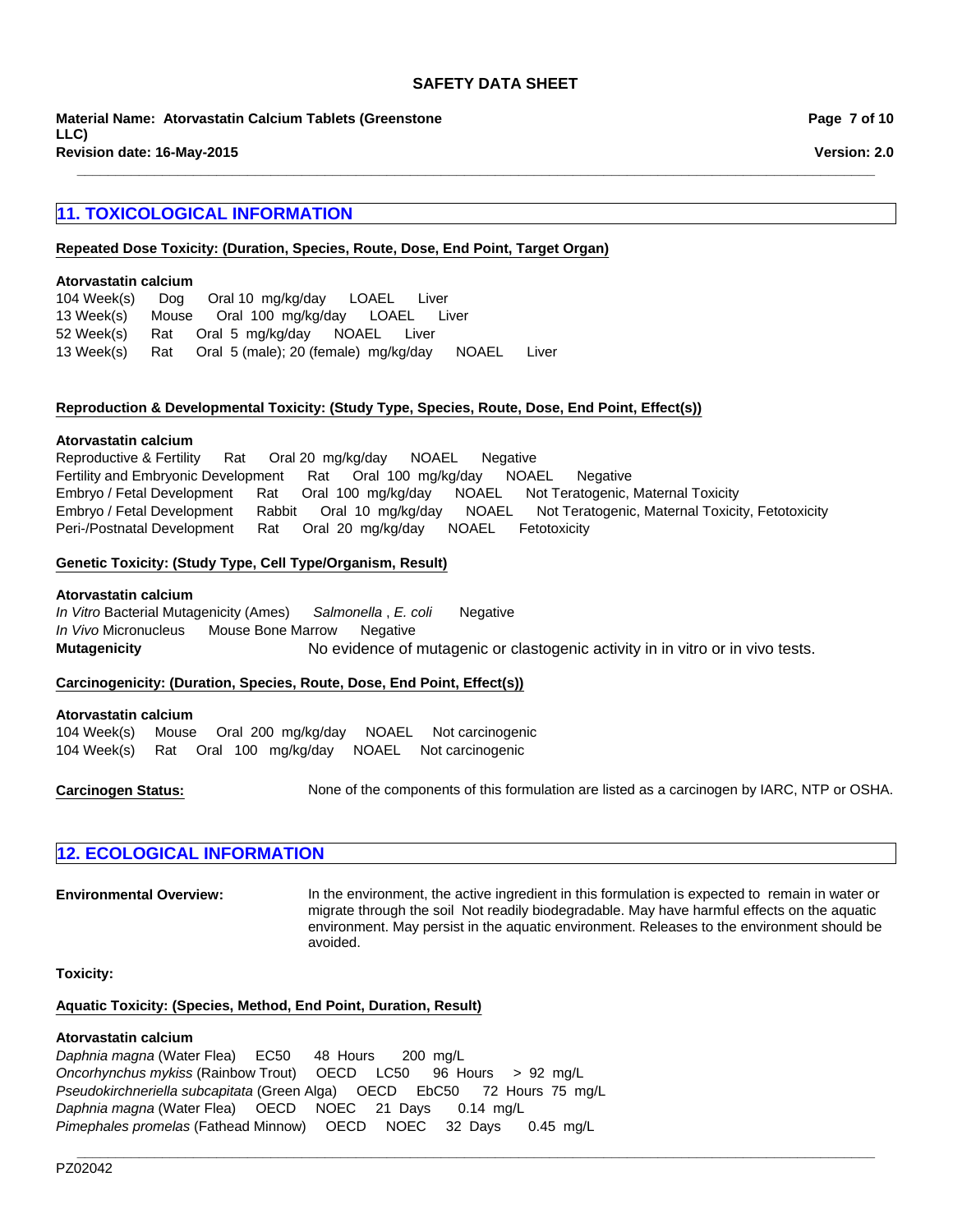## 11. TOXICOLOGICAL INFORMATION

**Repeated Dose Toxicity: (Duration, Species, Route, Dose, End Point, Target Organ)**

**Atorvastatin calcium**

104 Week(s) Dog Oral 10 mg/kg/day LOAEL Liver
13 Week(s) Mouse Oral 100 mg/kg/day LOAEL Liver
52 Week(s) Rat Oral 5 mg/kg/day NOAEL Liver
13 Week(s) Rat Oral 5 (male); 20 (female) mg/kg/day NOAEL Liver

**Reproduction & Developmental Toxicity: (Study Type, Species, Route, Dose, End Point, Effect(s))**

**Atorvastatin calcium**

Reproductive & Fertility Rat Oral 20 mg/kg/day NOAEL Negative
Fertility and Embryonic Development Rat Oral 100 mg/kg/day NOAEL Negative
Embryo / Fetal Development Rat Oral 100 mg/kg/day NOAEL Not Teratogenic, Maternal Toxicity
Embryo / Fetal Development Rabbit Oral 10 mg/kg/day NOAEL Not Teratogenic, Maternal Toxicity, Fetotoxicity
Peri-/Postnatal Development Rat Oral 20 mg/kg/day NOAEL Fetotoxicity

**Genetic Toxicity: (Study Type, Cell Type/Organism, Result)**

**Atorvastatin calcium**

*In Vitro* Bacterial Mutagenicity (Ames) *Salmonella* , *E. coli* Negative
*In Vivo* Micronucleus Mouse Bone Marrow Negative

**Mutagenicity** No evidence of mutagenic or clastogenic activity in in vitro or in vivo tests.

**Carcinogenicity: (Duration, Species, Route, Dose, End Point, Effect(s))**

**Atorvastatin calcium**

104 Week(s) Mouse Oral 200 mg/kg/day NOAEL Not carcinogenic
104 Week(s) Rat Oral 100 mg/kg/day NOAEL Not carcinogenic

**Carcinogen Status:** None of the components of this formulation are listed as a carcinogen by IARC, NTP or OSHA.

## 12. ECOLOGICAL INFORMATION

**Environmental Overview:** In the environment, the active ingredient in this formulation is expected to remain in water or migrate through the soil Not readily biodegradable. May have harmful effects on the aquatic environment. May persist in the aquatic environment. Releases to the environment should be avoided.

**Toxicity:**

**Aquatic Toxicity: (Species, Method, End Point, Duration, Result)**

**Atorvastatin calcium**

*Daphnia magna* (Water Flea) EC50 48 Hours 200 mg/L
*Oncorhynchus mykiss* (Rainbow Trout) OECD LC50 96 Hours > 92 mg/L
*Pseudokirchneriella subcapitata* (Green Alga) OECD EbC50 72 Hours 75 mg/L
*Daphnia magna* (Water Flea) OECD NOEC 21 Days 0.14 mg/L
*Pimephales promelas* (Fathead Minnow) OECD NOEC 32 Days 0.45 mg/L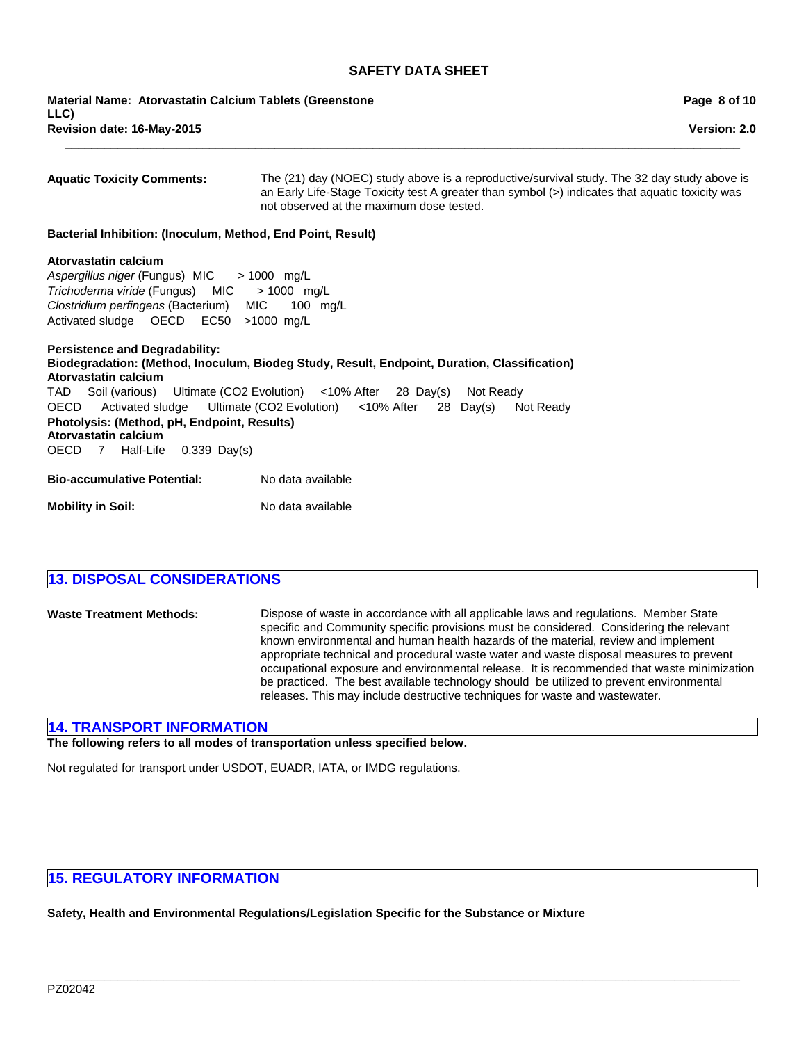**Aquatic Toxicity Comments:** The (21) day (NOEC) study above is a reproductive/survival study. The 32 day study above is an Early Life-Stage Toxicity test A greater than symbol (>) indicates that aquatic toxicity was not observed at the maximum dose tested.

**Bacterial Inhibition: (Inoculum, Method, End Point, Result)**

**Atorvastatin calcium**

*Aspergillus niger* (Fungus) MIC > 1000 mg/L
*Trichoderma viride* (Fungus) MIC > 1000 mg/L
*Clostridium perfingens* (Bacterium) MIC 100 mg/L
Activated sludge OECD EC50 >1000 mg/L

**Persistence and Degradability:**

**Biodegradation: (Method, Inoculum, Biodeg Study, Result, Endpoint, Duration, Classification)**

**Atorvastatin calcium**

TAD Soil (various) Ultimate ($CO_2$ Evolution) <10% After 28 Day(s) Not Ready
OECD Activated sludge Ultimate ($CO_2$ Evolution) <10% After 28 Day(s) Not Ready

**Photolysis: (Method, pH, Endpoint, Results)**

**Atorvastatin calcium**

OECD 7 Half-Life 0.339 Day(s)

**Bio-accumulative Potential:** No data available

**Mobility in Soil:** No data available

## 13. DISPOSAL CONSIDERATIONS

**Waste Treatment Methods:** Dispose of waste in accordance with all applicable laws and regulations. Member State specific and Community specific provisions must be considered. Considering the relevant known environmental and human health hazards of the material, review and implement appropriate technical and procedural waste water and waste disposal measures to prevent occupational exposure and environmental release. It is recommended that waste minimization be practiced. The best available technology should be utilized to prevent environmental releases. This may include destructive techniques for waste and wastewater.

## 14. TRANSPORT INFORMATION

**The following refers to all modes of transportation unless specified below.**

Not regulated for transport under USDOT, EUADR, IATA, or IMDG regulations.

## 15. REGULATORY INFORMATION

**Safety, Health and Environmental Regulations/Legislation Specific for the Substance or Mixture**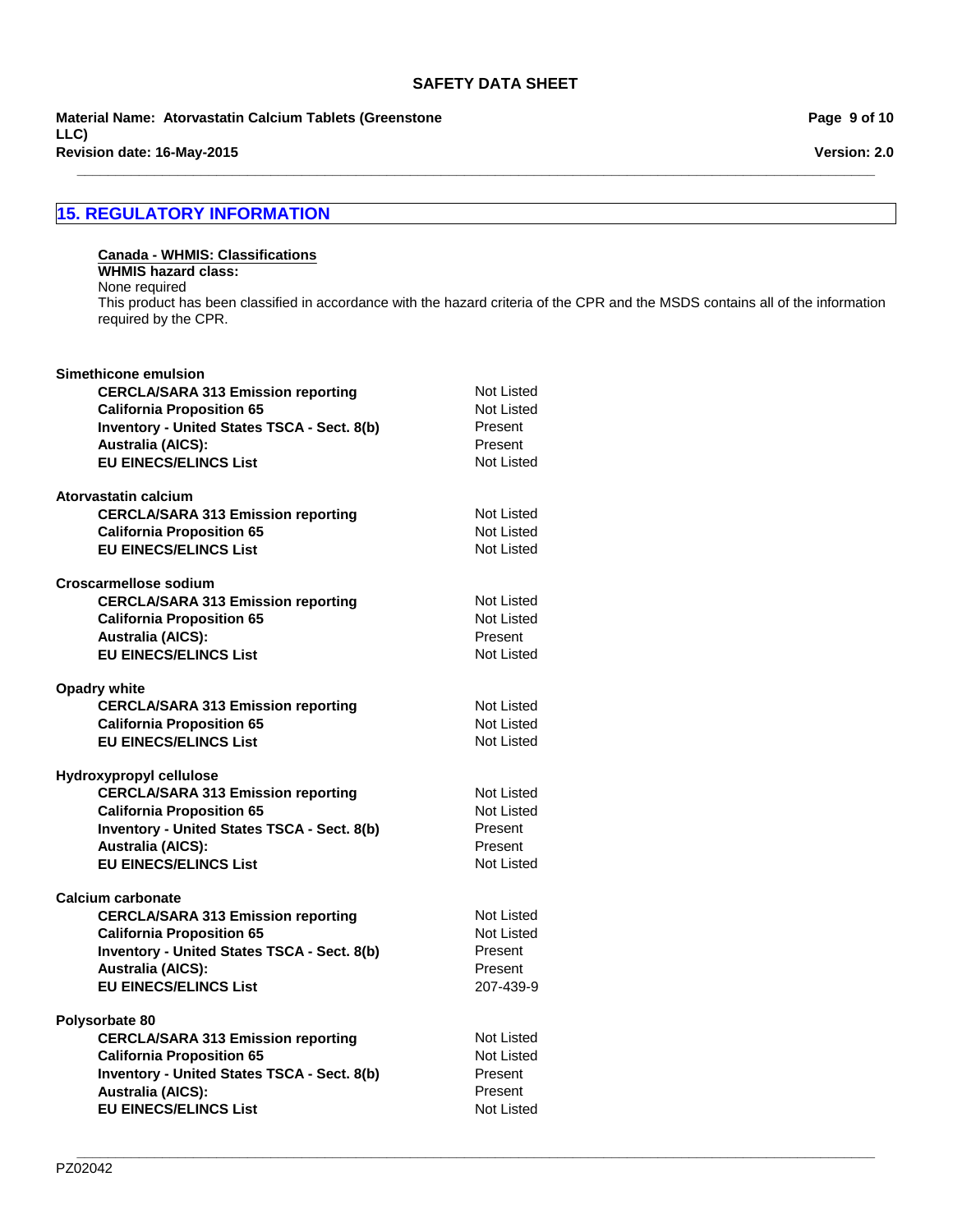## 15. REGULATORY INFORMATION

**Canada - WHMIS: Classifications**

**WHMIS hazard class:**

None required

This product has been classified in accordance with the hazard criteria of the CPR and the MSDS contains all of the information required by the CPR.

**Simethicone emulsion**

| | |
|---|---|
| **CERCLA/SARA 313 Emission reporting** | Not Listed |
| **California Proposition 65** | Not Listed |
| **Inventory - United States TSCA - Sect. 8(b)** | Present |
| **Australia (AICS):** | Present |
| **EU EINECS/ELINCS List** | Not Listed |

**Atorvastatin calcium**

| | |
|---|---|
| **CERCLA/SARA 313 Emission reporting** | Not Listed |
| **California Proposition 65** | Not Listed |
| **EU EINECS/ELINCS List** | Not Listed |

**Croscarmellose sodium**

| | |
|---|---|
| **CERCLA/SARA 313 Emission reporting** | Not Listed |
| **California Proposition 65** | Not Listed |
| **Australia (AICS):** | Present |
| **EU EINECS/ELINCS List** | Not Listed |

**Opadry white**

| | |
|---|---|
| **CERCLA/SARA 313 Emission reporting** | Not Listed |
| **California Proposition 65** | Not Listed |
| **EU EINECS/ELINCS List** | Not Listed |

**Hydroxypropyl cellulose**

| | |
|---|---|
| **CERCLA/SARA 313 Emission reporting** | Not Listed |
| **California Proposition 65** | Not Listed |
| **Inventory - United States TSCA - Sect. 8(b)** | Present |
| **Australia (AICS):** | Present |
| **EU EINECS/ELINCS List** | Not Listed |

**Calcium carbonate**

| | |
|---|---|
| **CERCLA/SARA 313 Emission reporting** | Not Listed |
| **California Proposition 65** | Not Listed |
| **Inventory - United States TSCA - Sect. 8(b)** | Present |
| **Australia (AICS):** | Present |
| **EU EINECS/ELINCS List** | 207-439-9 |

**Polysorbate 80**

| | |
|---|---|
| **CERCLA/SARA 313 Emission reporting** | Not Listed |
| **California Proposition 65** | Not Listed |
| **Inventory - United States TSCA - Sect. 8(b)** | Present |
| **Australia (AICS):** | Present |
| **EU EINECS/ELINCS List** | Not Listed |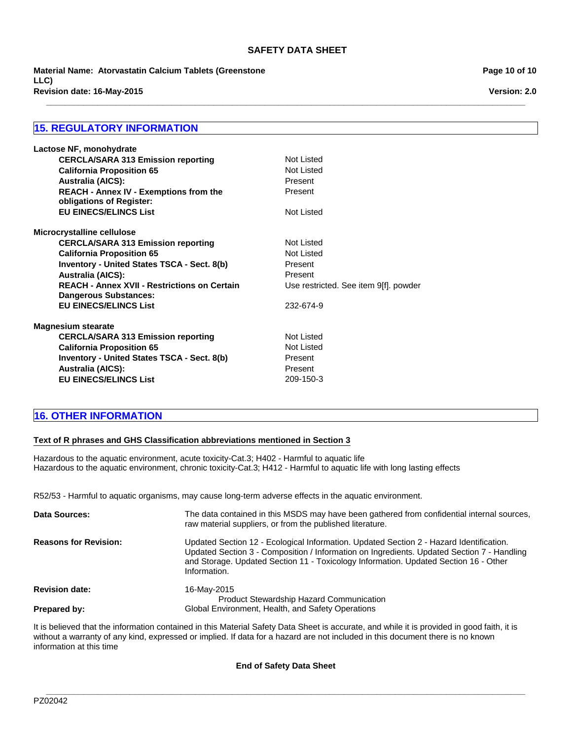## 15. REGULATORY INFORMATION

**Lactose NF, monohydrate**

| | |
|---|---|
| **CERCLA/SARA 313 Emission reporting** | Not Listed |
| **California Proposition 65** | Not Listed |
| **Australia (AICS):** | Present |
| **REACH - Annex IV - Exemptions from the obligations of Register:** | Present |
| **EU EINECS/ELINCS List** | Not Listed |

**Microcrystalline cellulose**

| | |
|---|---|
| **CERCLA/SARA 313 Emission reporting** | Not Listed |
| **California Proposition 65** | Not Listed |
| **Inventory - United States TSCA - Sect. 8(b)** | Present |
| **Australia (AICS):** | Present |
| **REACH - Annex XVII - Restrictions on Certain Dangerous Substances:** | Use restricted. See item 9[f]. powder |
| **EU EINECS/ELINCS List** | 232-674-9 |

**Magnesium stearate**

| | |
|---|---|
| **CERCLA/SARA 313 Emission reporting** | Not Listed |
| **California Proposition 65** | Not Listed |
| **Inventory - United States TSCA - Sect. 8(b)** | Present |
| **Australia (AICS):** | Present |
| **EU EINECS/ELINCS List** | 209-150-3 |

## 16. OTHER INFORMATION

**Text of R phrases and GHS Classification abbreviations mentioned in Section 3**

Hazardous to the aquatic environment, acute toxicity-Cat.3; H402 - Harmful to aquatic life
Hazardous to the aquatic environment, chronic toxicity-Cat.3; H412 - Harmful to aquatic life with long lasting effects

R52/53 - Harmful to aquatic organisms, may cause long-term adverse effects in the aquatic environment.

**Data Sources:** The data contained in this MSDS may have been gathered from confidential internal sources, raw material suppliers, or from the published literature.

**Reasons for Revision:** Updated Section 12 - Ecological Information. Updated Section 2 - Hazard Identification. Updated Section 3 - Composition / Information on Ingredients. Updated Section 7 - Handling and Storage. Updated Section 11 - Toxicology Information. Updated Section 16 - Other Information.

**Revision date:** 16-May-2015

**Prepared by:** Product Stewardship Hazard Communication
Global Environment, Health, and Safety Operations

It is believed that the information contained in this Material Safety Data Sheet is accurate, and while it is provided in good faith, it is without a warranty of any kind, expressed or implied. If data for a hazard are not included in this document there is no known information at this time

**End of Safety Data Sheet**